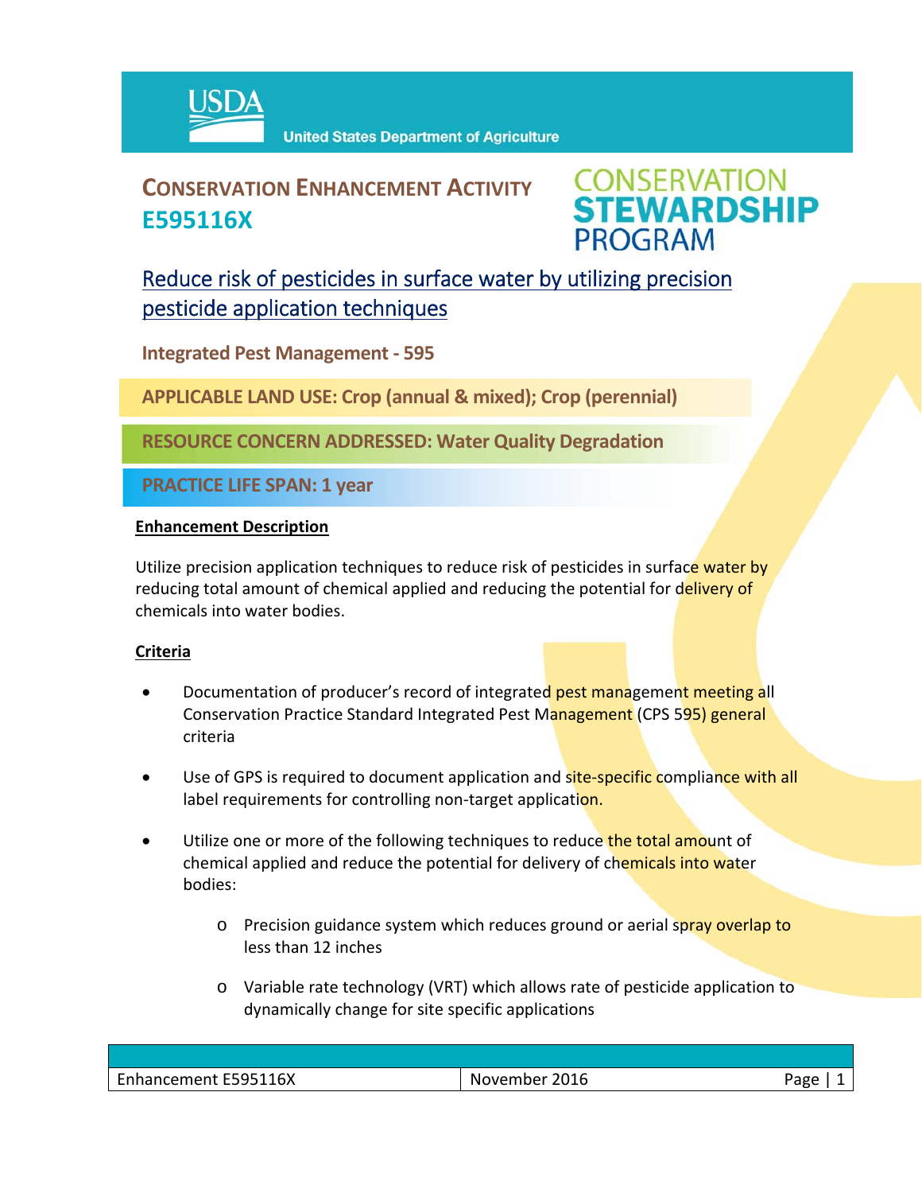USDA United States Department of Agriculture

# CONSERVATION ENHANCEMENT ACTIVITY E595116X

CONSERVATION STEWARDSHIP PROGRAM

## Reduce risk of pesticides in surface water by utilizing precision pesticide application techniques

**Integrated Pest Management - 595**

**APPLICABLE LAND USE: Crop (annual & mixed); Crop (perennial)**

**RESOURCE CONCERN ADDRESSED: Water Quality Degradation**

**PRACTICE LIFE SPAN: 1 year**

### Enhancement Description

Utilize precision application techniques to reduce risk of pesticides in surface water by reducing total amount of chemical applied and reducing the potential for delivery of chemicals into water bodies.

### Criteria

- Documentation of producer's record of integrated pest management meeting all Conservation Practice Standard Integrated Pest Management (CPS 595) general criteria
- Use of GPS is required to document application and site-specific compliance with all label requirements for controlling non-target application.
- Utilize one or more of the following techniques to reduce the total amount of chemical applied and reduce the potential for delivery of chemicals into water bodies:
    - Precision guidance system which reduces ground or aerial spray overlap to less than 12 inches
    - Variable rate technology (VRT) which allows rate of pesticide application to dynamically change for site specific applications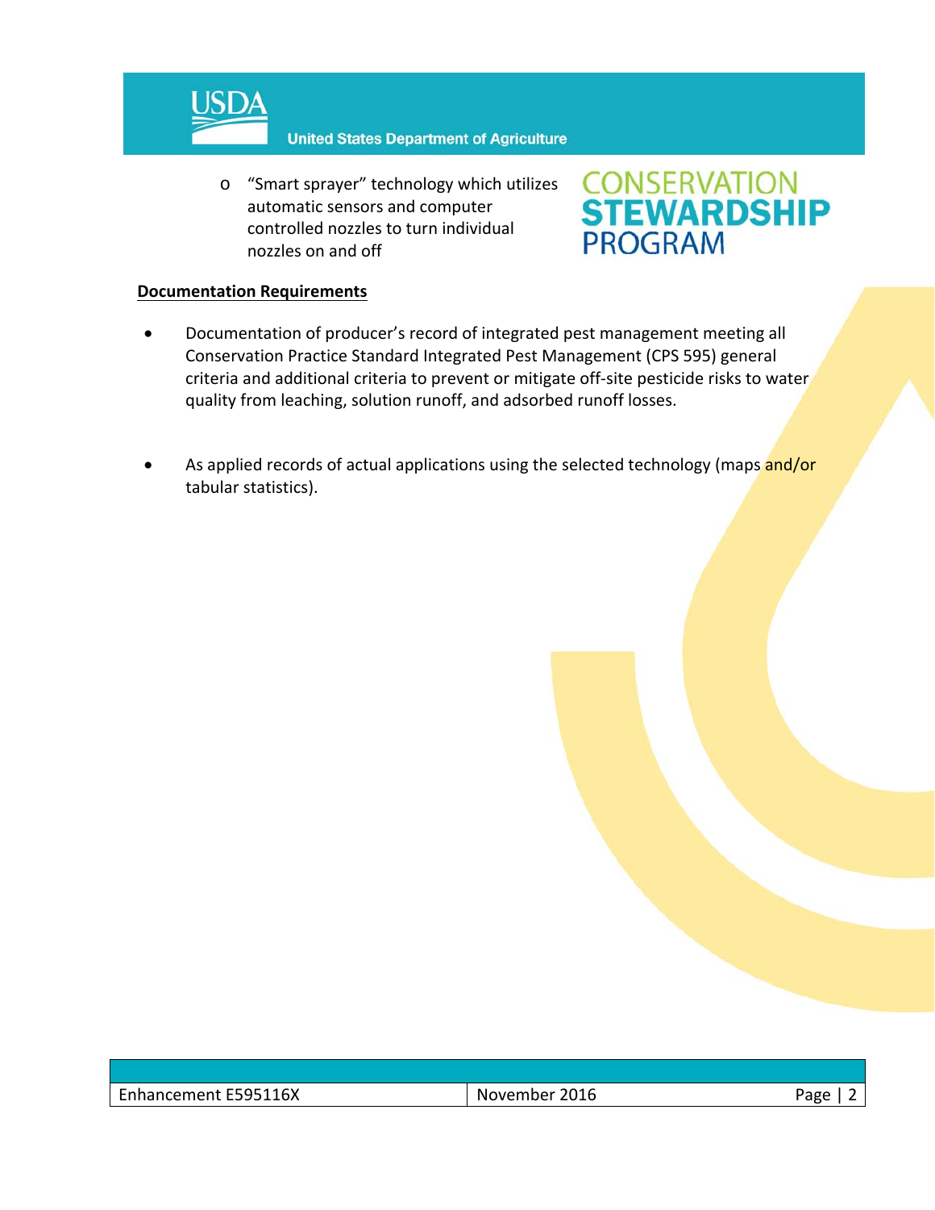- "Smart sprayer" technology which utilizes automatic sensors and computer controlled nozzles to turn individual nozzles on and off

**Documentation Requirements**

- Documentation of producer's record of integrated pest management meeting all Conservation Practice Standard Integrated Pest Management (CPS 595) general criteria and additional criteria to prevent or mitigate off-site pesticide risks to water quality from leaching, solution runoff, and adsorbed runoff losses.

- As applied records of actual applications using the selected technology (maps and/or tabular statistics).